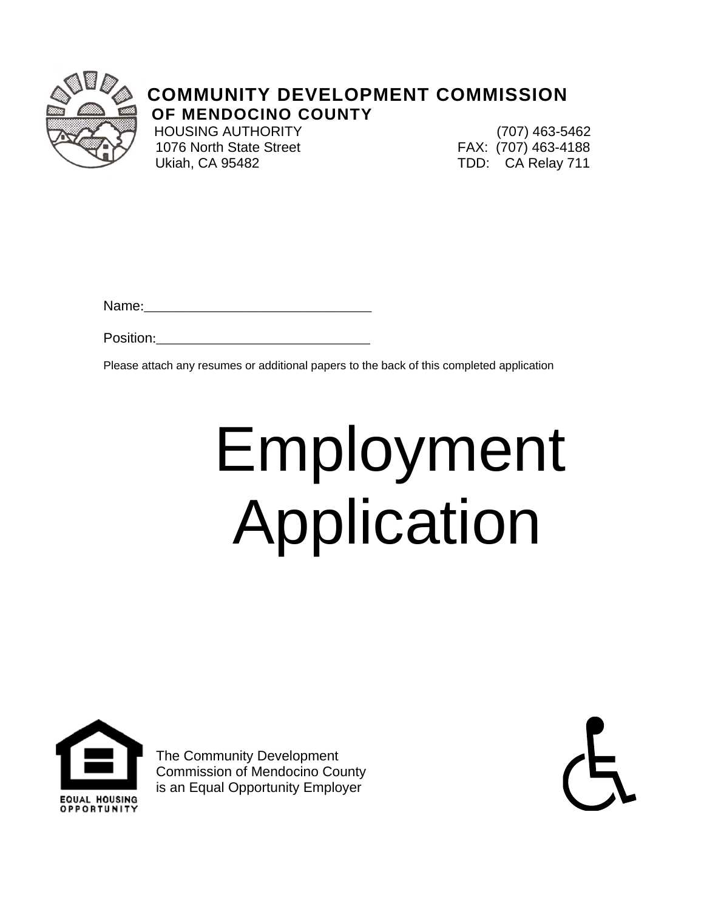**COMMUNITY DEVELOPMENT COMMISSION**
**OF MENDOCINO COUNTY**

HOUSING AUTHORITY
1076 North State Street
Ukiah, CA 95482

(707) 463-5462
FAX: (707) 463-4188
TDD: CA Relay 711

Name:_____________________________

Position:___________________________

Please attach any resumes or additional papers to the back of this completed application

# Employment Application

EQUAL HOUSING OPPORTUNITY

The Community Development Commission of Mendocino County is an Equal Opportunity Employer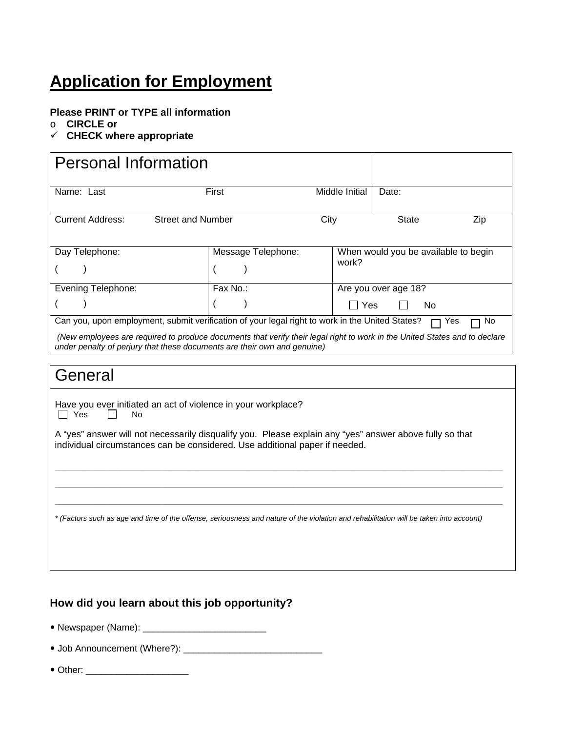# Application for Employment

**Please PRINT or TYPE all information**

- o **CIRCLE or**
- ✓ **CHECK where appropriate**

| Personal Information | | | | |
|---|---|---|---|---|
| Name: Last | First | Middle Initial | Date: | |
| Current Address: Street and Number | | City | State | Zip |
| Day Telephone: ( ) | Message Telephone: ( ) | When would you be available to begin work? | | |
| Evening Telephone: ( ) | Fax No.: ( ) | Are you over age 18? ☐ Yes ☐ No | | |
| Can you, upon employment, submit verification of your legal right to work in the United States? ☐ Yes ☐ No | | | | |
| *(New employees are required to produce documents that verify their legal right to work in the United States and to declare under penalty of perjury that these documents are their own and genuine)* | | | | |

## General

Have you ever initiated an act of violence in your workplace?
☐ Yes ☐ No

A "yes" answer will not necessarily disqualify you. Please explain any "yes" answer above fully so that individual circumstances can be considered. Use additional paper if needed.

______________________________________________________________________________

______________________________________________________________________________

______________________________________________________________________________

*\* (Factors such as age and time of the offense, seriousness and nature of the violation and rehabilitation will be taken into account)*

### How did you learn about this job opportunity?

- Newspaper (Name): ________________________
- Job Announcement (Where?): ___________________________
- Other: ____________________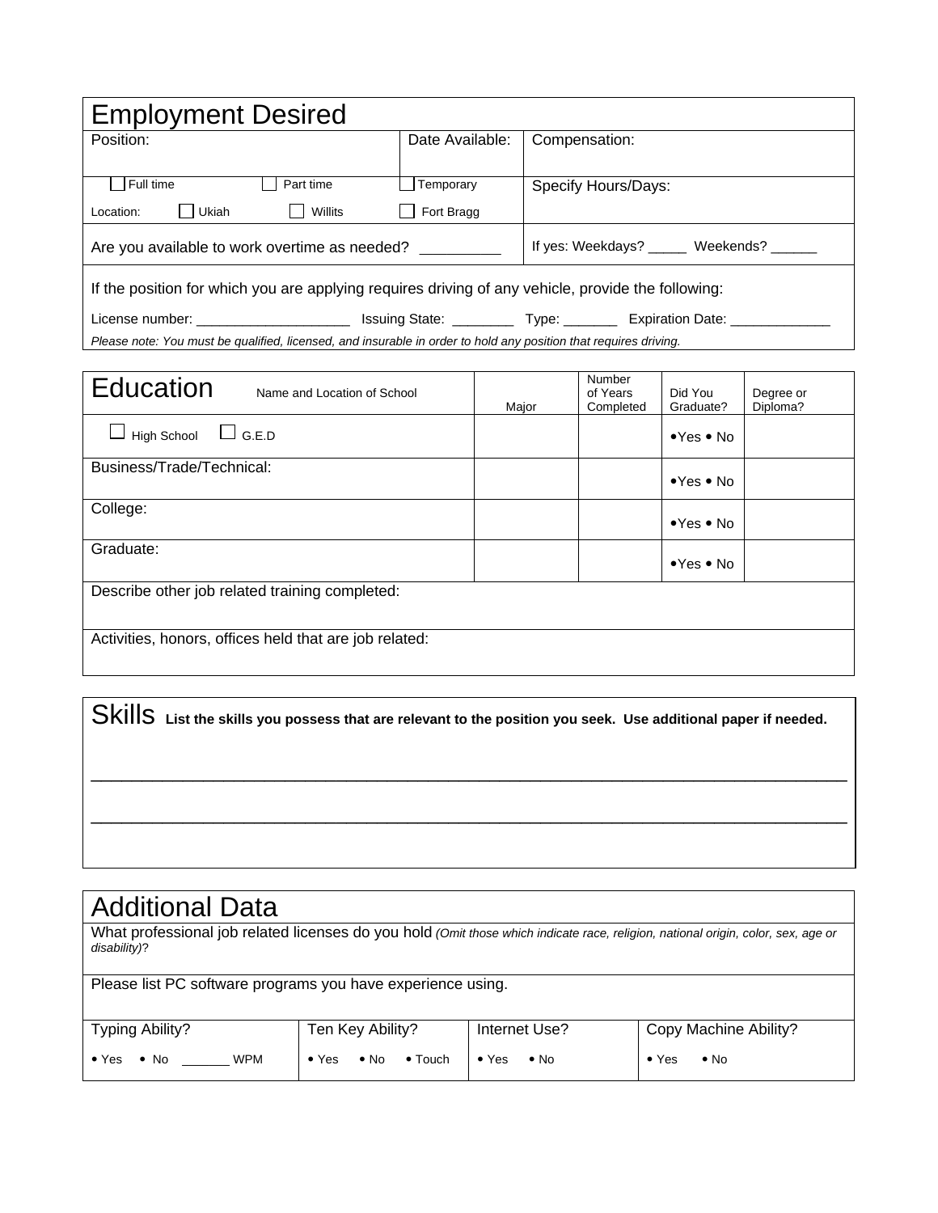## Employment Desired

| Position: | Date Available: | Compensation: |
|---|---|---|
| ☐ Full time ☐ Part time | ☐ Temporary | Specify Hours/Days: |
| Location: ☐ Ukiah ☐ Willits | ☐ Fort Bragg | |
| Are you available to work overtime as needed? __________ | | If yes: Weekdays? _____ Weekends? ______ |

If the position for which you are applying requires driving of any vehicle, provide the following:

License number: ____________________ Issuing State: ________ Type: _______ Expiration Date: _____________

*Please note: You must be qualified, licensed, and insurable in order to hold any position that requires driving.*

## Education

| Name and Location of School | Major | Number of Years Completed | Did You Graduate? | Degree or Diploma? |
|---|---|---|---|---|
| ☐ High School ☐ G.E.D | | | • Yes • No | |
| Business/Trade/Technical: | | | • Yes • No | |
| College: | | | • Yes • No | |
| Graduate: | | | • Yes • No | |

Describe other job related training completed:

Activities, honors, offices held that are job related:

## Skills

**List the skills you possess that are relevant to the position you seek. Use additional paper if needed.**

_______________________________________________________________________________

_______________________________________________________________________________

## Additional Data

What professional job related licenses do you hold *(Omit those which indicate race, religion, national origin, color, sex, age or disability)*?

Please list PC software programs you have experience using.

| Typing Ability? | Ten Key Ability? | Internet Use? | Copy Machine Ability? |
|---|---|---|---|
| • Yes • No _______ WPM | • Yes • No • Touch | • Yes • No | • Yes • No |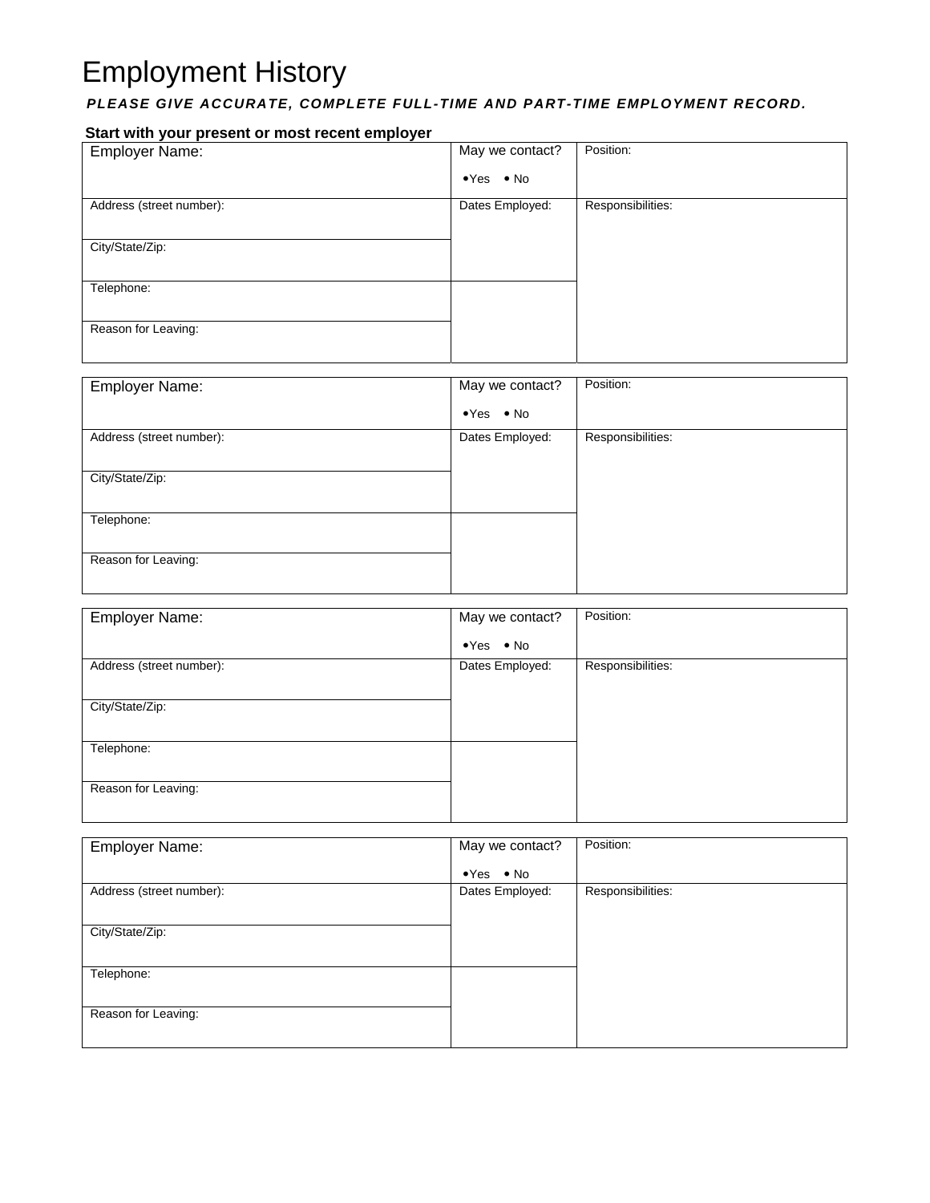# Employment History

***PLEASE GIVE ACCURATE, COMPLETE FULL-TIME AND PART-TIME EMPLOYMENT RECORD.***

**Start with your present or most recent employer**

| Employer Name: | May we contact? • Yes • No | Position: |
|---|---|---|
| Address (street number): | Dates Employed: | Responsibilities: |
| City/State/Zip: | | |
| Telephone: | | |
| Reason for Leaving: | | |

| Employer Name: | May we contact? • Yes • No | Position: |
|---|---|---|
| Address (street number): | Dates Employed: | Responsibilities: |
| City/State/Zip: | | |
| Telephone: | | |
| Reason for Leaving: | | |

| Employer Name: | May we contact? • Yes • No | Position: |
|---|---|---|
| Address (street number): | Dates Employed: | Responsibilities: |
| City/State/Zip: | | |
| Telephone: | | |
| Reason for Leaving: | | |

| Employer Name: | May we contact? • Yes • No | Position: |
|---|---|---|
| Address (street number): | Dates Employed: | Responsibilities: |
| City/State/Zip: | | |
| Telephone: | | |
| Reason for Leaving: | | |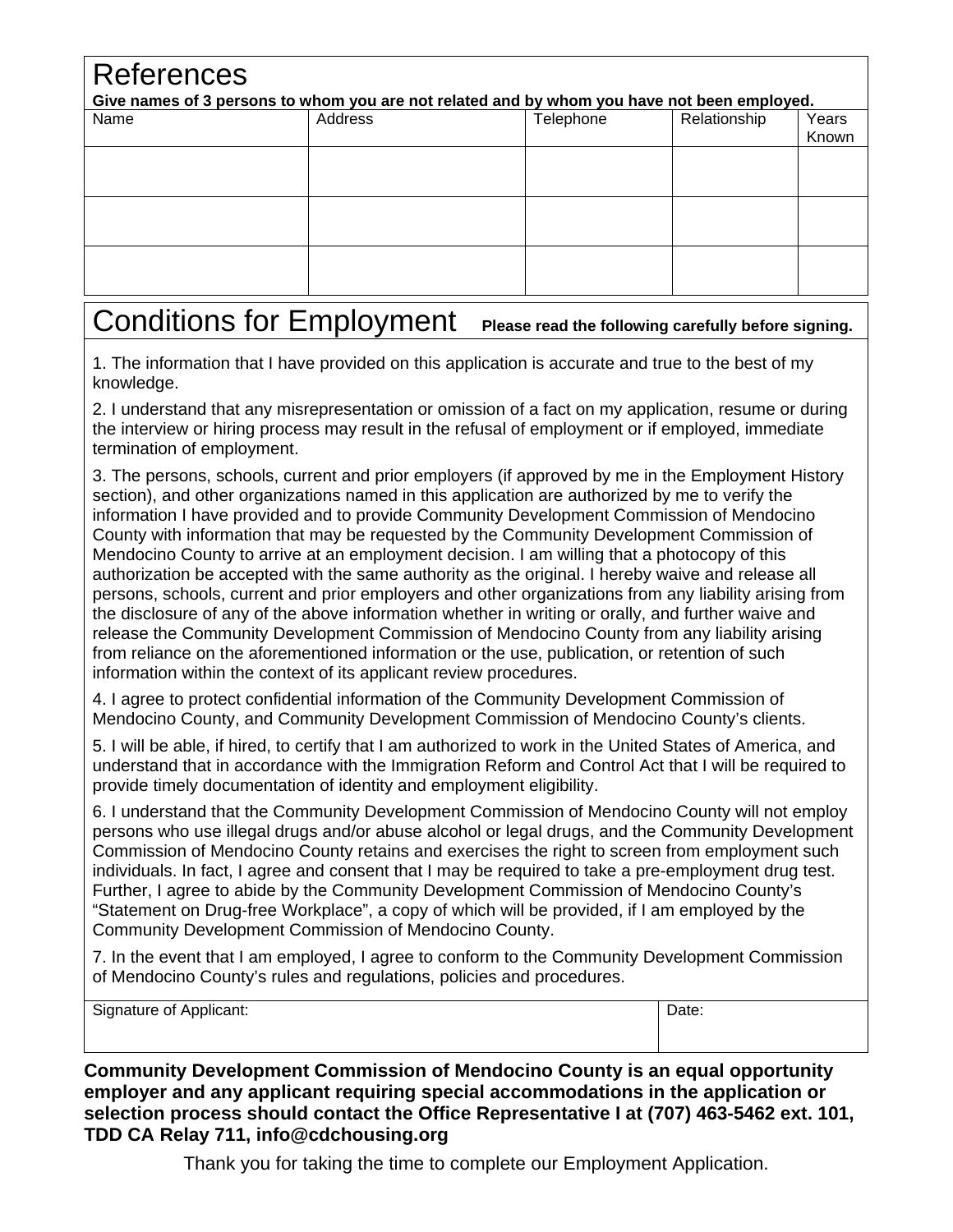## References

**Give names of 3 persons to whom you are not related and by whom you have not been employed.**

| Name | Address | Telephone | Relationship | Years Known |
|---|---|---|---|---|
| | | | | |
| | | | | |
| | | | | |

## Conditions for Employment

**Please read the following carefully before signing.**

1. The information that I have provided on this application is accurate and true to the best of my knowledge.

2. I understand that any misrepresentation or omission of a fact on my application, resume or during the interview or hiring process may result in the refusal of employment or if employed, immediate termination of employment.

3. The persons, schools, current and prior employers (if approved by me in the Employment History section), and other organizations named in this application are authorized by me to verify the information I have provided and to provide Community Development Commission of Mendocino County with information that may be requested by the Community Development Commission of Mendocino County to arrive at an employment decision. I am willing that a photocopy of this authorization be accepted with the same authority as the original. I hereby waive and release all persons, schools, current and prior employers and other organizations from any liability arising from the disclosure of any of the above information whether in writing or orally, and further waive and release the Community Development Commission of Mendocino County from any liability arising from reliance on the aforementioned information or the use, publication, or retention of such information within the context of its applicant review procedures.

4. I agree to protect confidential information of the Community Development Commission of Mendocino County, and Community Development Commission of Mendocino County's clients.

5. I will be able, if hired, to certify that I am authorized to work in the United States of America, and understand that in accordance with the Immigration Reform and Control Act that I will be required to provide timely documentation of identity and employment eligibility.

6. I understand that the Community Development Commission of Mendocino County will not employ persons who use illegal drugs and/or abuse alcohol or legal drugs, and the Community Development Commission of Mendocino County retains and exercises the right to screen from employment such individuals. In fact, I agree and consent that I may be required to take a pre-employment drug test. Further, I agree to abide by the Community Development Commission of Mendocino County's "Statement on Drug-free Workplace", a copy of which will be provided, if I am employed by the Community Development Commission of Mendocino County.

7. In the event that I am employed, I agree to conform to the Community Development Commission of Mendocino County's rules and regulations, policies and procedures.

| Signature of Applicant: | Date: |
|---|---|

**Community Development Commission of Mendocino County is an equal opportunity employer and any applicant requiring special accommodations in the application or selection process should contact the Office Representative I at (707) 463-5462 ext. 101, TDD CA Relay 711, info@cdchousing.org**

Thank you for taking the time to complete our Employment Application.